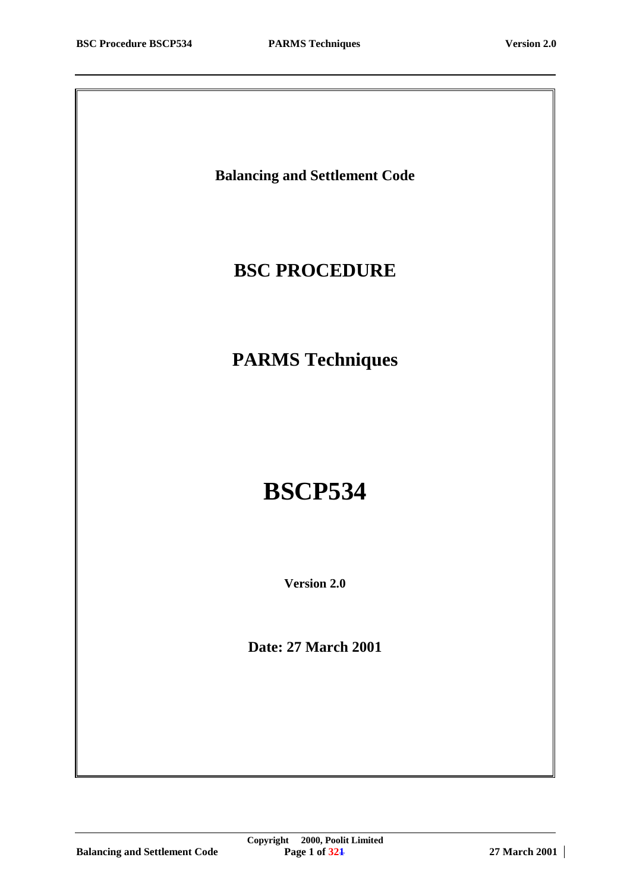**Balancing and Settlement Code**

# BSC PROCEDURE

# PARMS Techniques

# BSCP534

**Version 2.0**

**Date: 27 March 2001**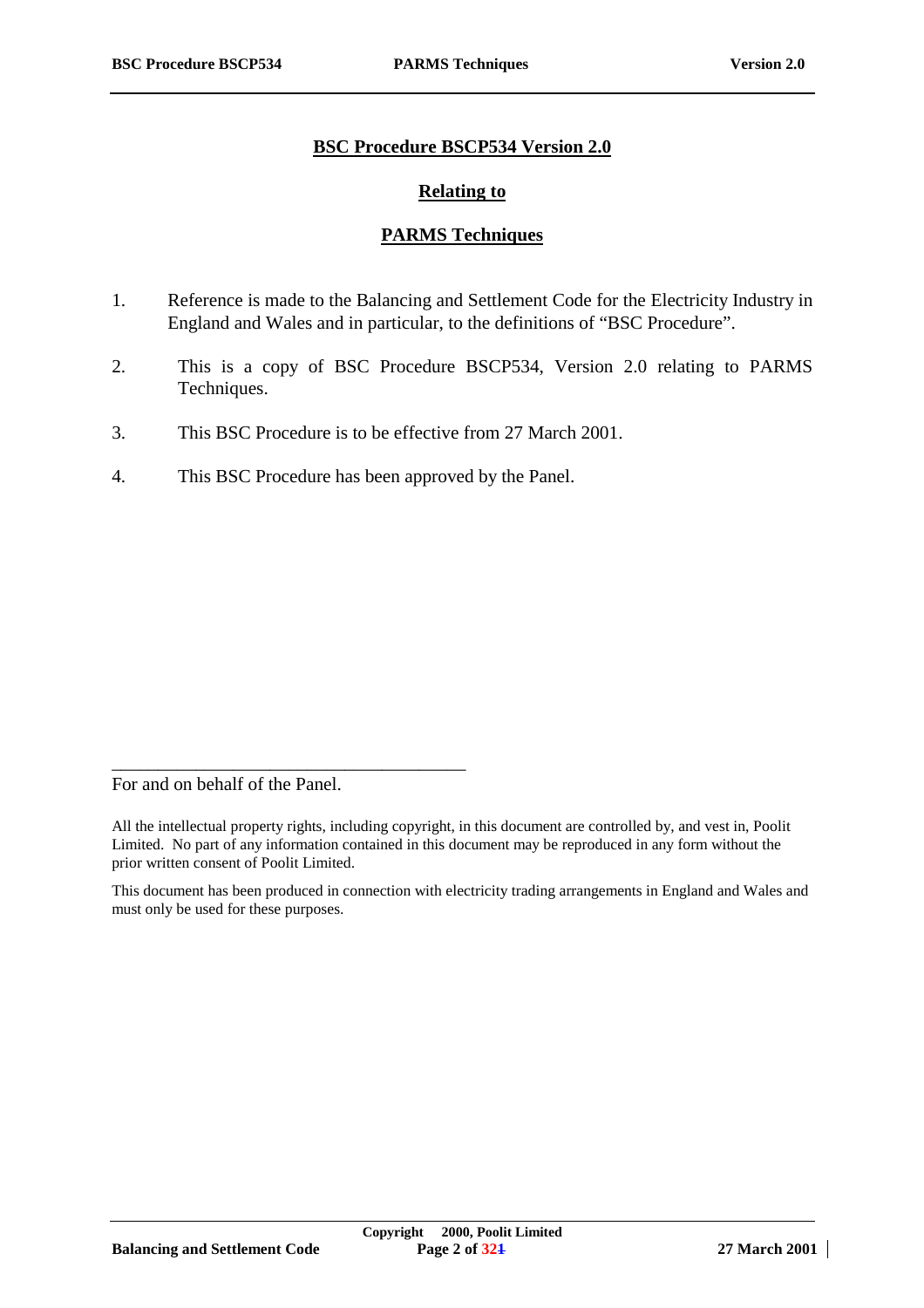# BSC Procedure BSCP534 Version 2.0

## Relating to

## PARMS Techniques

1. Reference is made to the Balancing and Settlement Code for the Electricity Industry in England and Wales and in particular, to the definitions of "BSC Procedure".

2. This is a copy of BSC Procedure BSCP534, Version 2.0 relating to PARMS Techniques.

3. This BSC Procedure is to be effective from 27 March 2001.

4. This BSC Procedure has been approved by the Panel.

\_\_\_\_\_\_\_\_\_\_\_\_\_\_\_\_\_\_\_\_\_\_\_\_\_\_\_\_\_\_\_\_\_\_\_\_\_\_

For and on behalf of the Panel.

All the intellectual property rights, including copyright, in this document are controlled by, and vest in, Poolit Limited. No part of any information contained in this document may be reproduced in any form without the prior written consent of Poolit Limited.

This document has been produced in connection with electricity trading arrangements in England and Wales and must only be used for these purposes.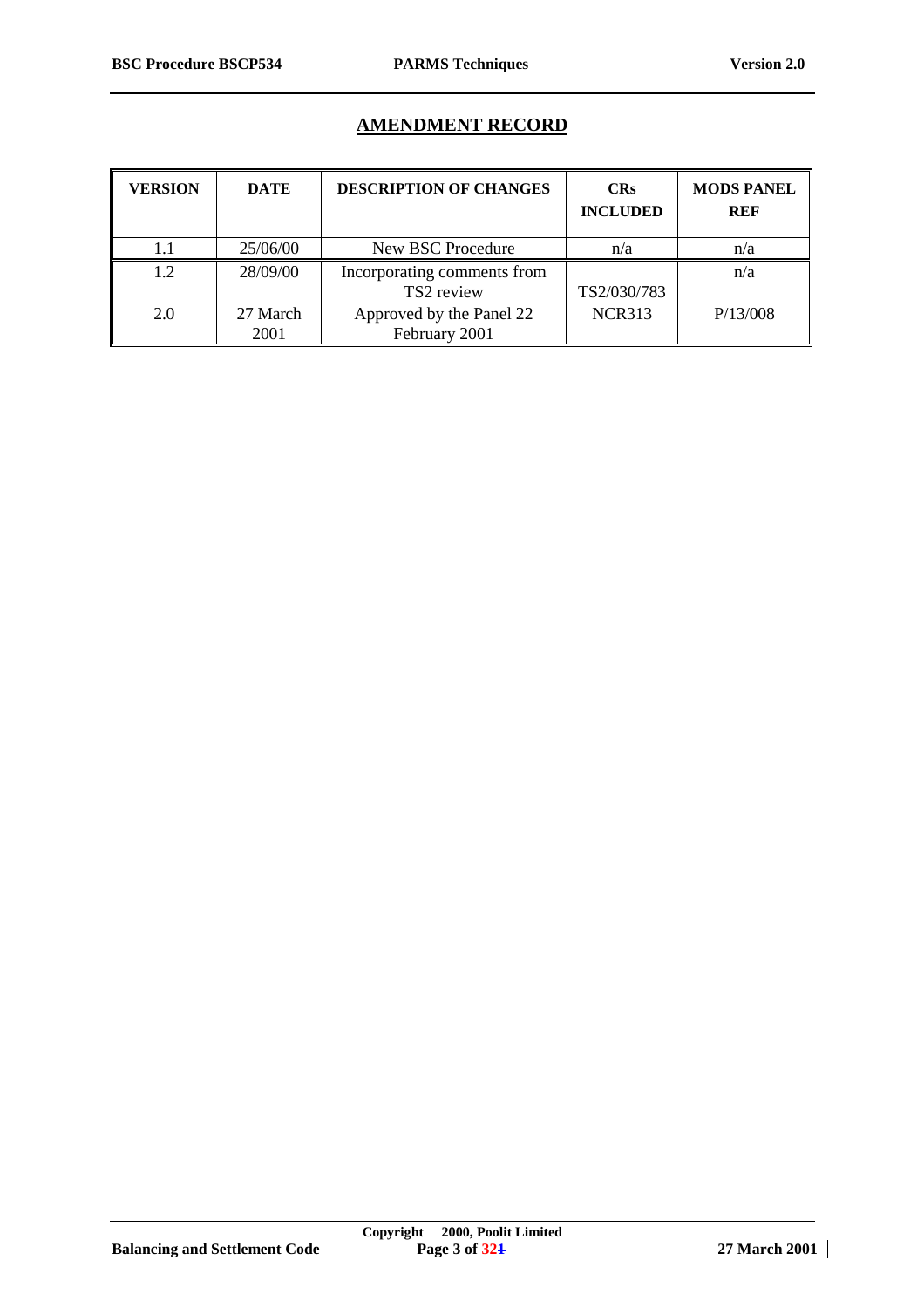## AMENDMENT RECORD

| VERSION | DATE | DESCRIPTION OF CHANGES | CRs INCLUDED | MODS PANEL REF |
|---|---|---|---|---|
| 1.1 | 25/06/00 | New BSC Procedure | n/a | n/a |
| 1.2 | 28/09/00 | Incorporating comments from TS2 review | TS2/030/783 | n/a |
| 2.0 | 27 March 2001 | Approved by the Panel 22 February 2001 | NCR313 | P/13/008 |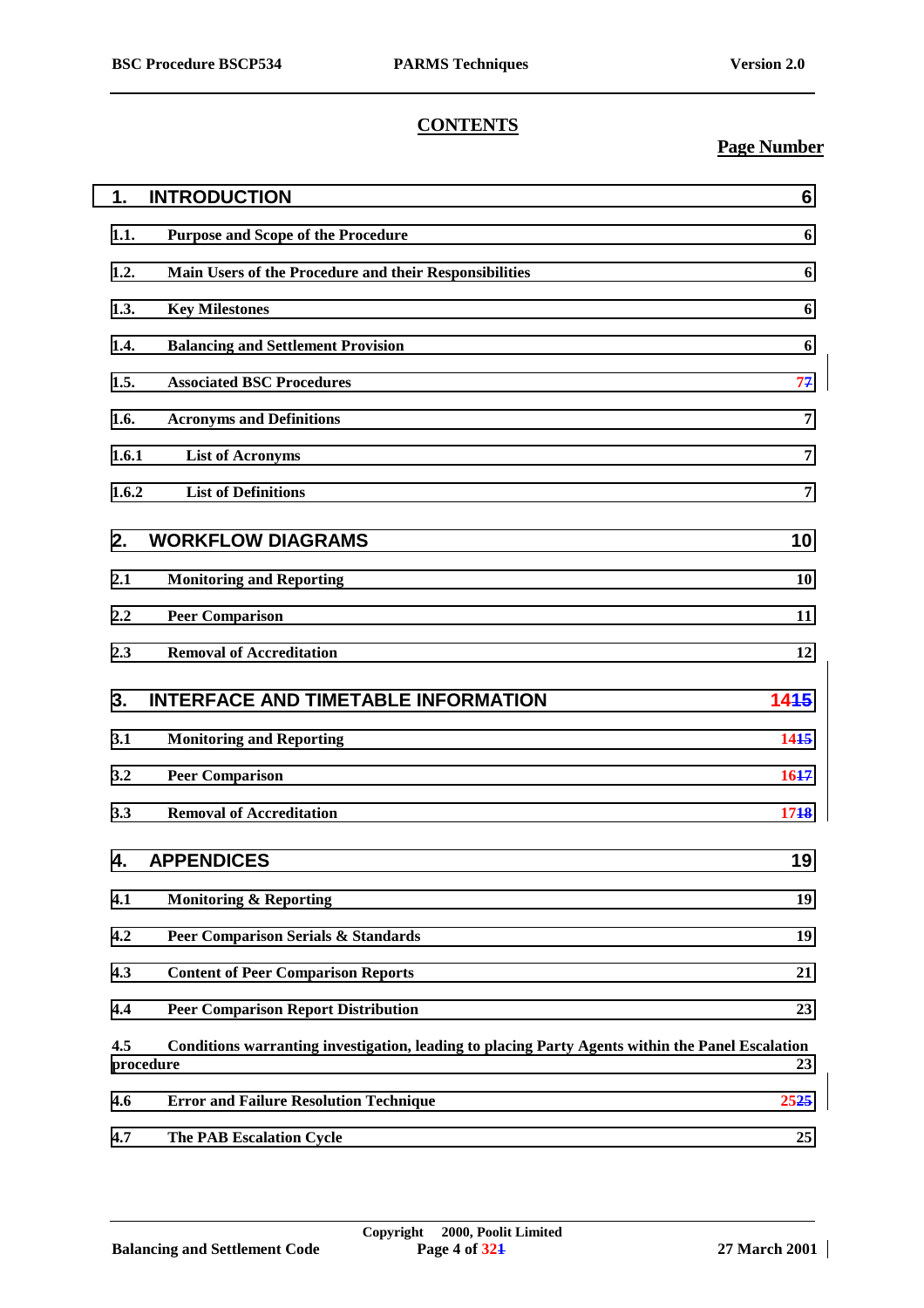## CONTENTS

**Page Number**

| | | |
|---|---|---|
| **1.** | **INTRODUCTION** | **6** |
| **1.1.** | **Purpose and Scope of the Procedure** | **6** |
| **1.2.** | **Main Users of the Procedure and their Responsibilities** | **6** |
| **1.3.** | **Key Milestones** | **6** |
| **1.4.** | **Balancing and Settlement Provision** | **6** |
| **1.5.** | **Associated BSC Procedures** | **77** |
| **1.6.** | **Acronyms and Definitions** | **7** |
| **1.6.1** | **List of Acronyms** | **7** |
| **1.6.2** | **List of Definitions** | **7** |
| **2.** | **WORKFLOW DIAGRAMS** | **10** |
| **2.1** | **Monitoring and Reporting** | **10** |
| **2.2** | **Peer Comparison** | **11** |
| **2.3** | **Removal of Accreditation** | **12** |
| **3.** | **INTERFACE AND TIMETABLE INFORMATION** | **1415** |
| **3.1** | **Monitoring and Reporting** | **1415** |
| **3.2** | **Peer Comparison** | **1617** |
| **3.3** | **Removal of Accreditation** | **1718** |
| **4.** | **APPENDICES** | **19** |
| **4.1** | **Monitoring & Reporting** | **19** |
| **4.2** | **Peer Comparison Serials & Standards** | **19** |
| **4.3** | **Content of Peer Comparison Reports** | **21** |
| **4.4** | **Peer Comparison Report Distribution** | **23** |
| **4.5** | **Conditions warranting investigation, leading to placing Party Agents within the Panel Escalation procedure** | **23** |
| **4.6** | **Error and Failure Resolution Technique** | **2525** |
| **4.7** | **The PAB Escalation Cycle** | **25** |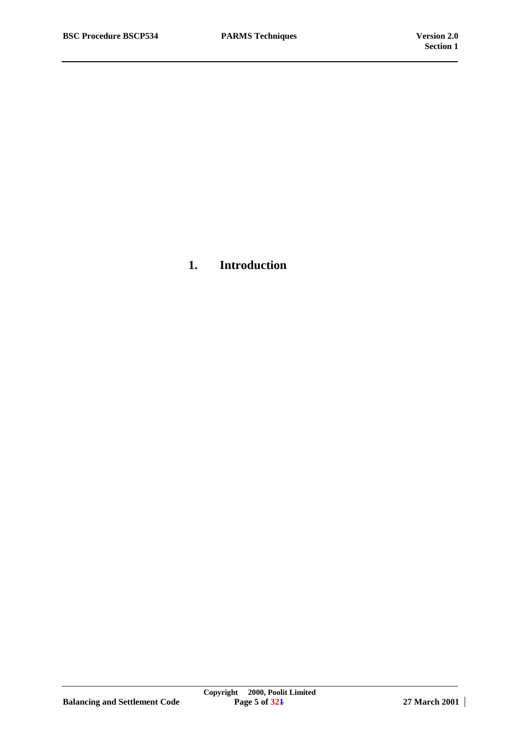# 1. Introduction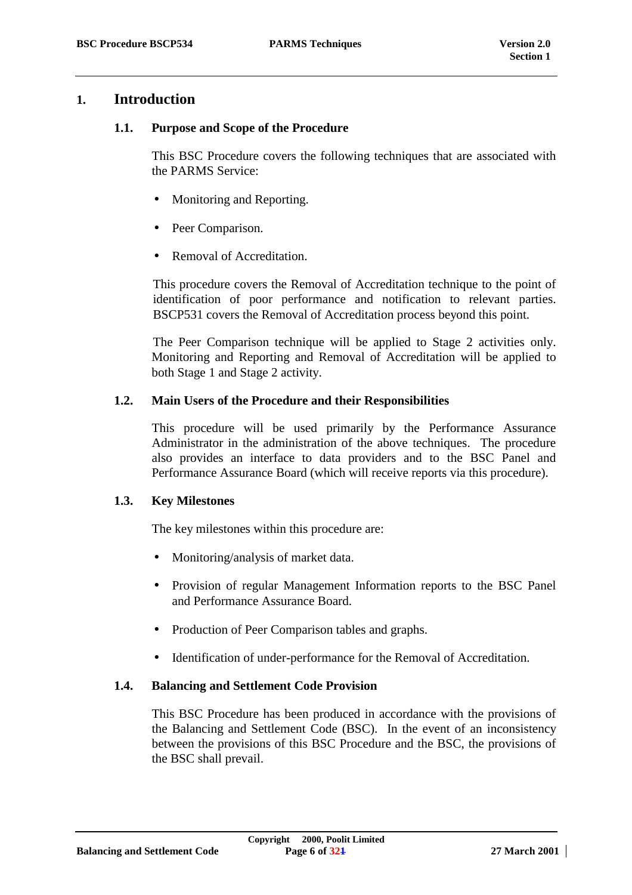# 1. Introduction

## 1.1. Purpose and Scope of the Procedure

This BSC Procedure covers the following techniques that are associated with the PARMS Service:

- Monitoring and Reporting.
- Peer Comparison.
- Removal of Accreditation.

This procedure covers the Removal of Accreditation technique to the point of identification of poor performance and notification to relevant parties. BSCP531 covers the Removal of Accreditation process beyond this point.

The Peer Comparison technique will be applied to Stage 2 activities only. Monitoring and Reporting and Removal of Accreditation will be applied to both Stage 1 and Stage 2 activity.

## 1.2. Main Users of the Procedure and their Responsibilities

This procedure will be used primarily by the Performance Assurance Administrator in the administration of the above techniques. The procedure also provides an interface to data providers and to the BSC Panel and Performance Assurance Board (which will receive reports via this procedure).

## 1.3. Key Milestones

The key milestones within this procedure are:

- Monitoring/analysis of market data.
- Provision of regular Management Information reports to the BSC Panel and Performance Assurance Board.
- Production of Peer Comparison tables and graphs.
- Identification of under-performance for the Removal of Accreditation.

## 1.4. Balancing and Settlement Code Provision

This BSC Procedure has been produced in accordance with the provisions of the Balancing and Settlement Code (BSC). In the event of an inconsistency between the provisions of this BSC Procedure and the BSC, the provisions of the BSC shall prevail.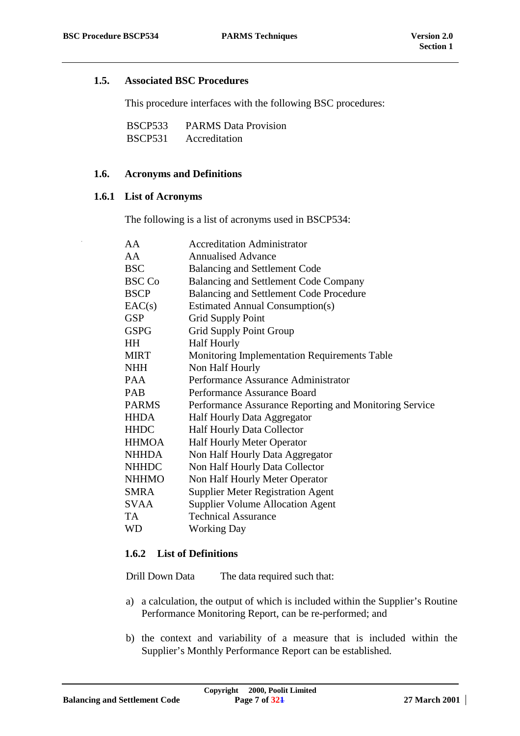## 1.5. Associated BSC Procedures

This procedure interfaces with the following BSC procedures:

| | |
|---|---|
| BSCP533 | PARMS Data Provision |
| BSCP531 | Accreditation |

## 1.6. Acronyms and Definitions

### 1.6.1 List of Acronyms

The following is a list of acronyms used in BSCP534:

| | |
|---|---|
| AA | Accreditation Administrator |
| AA | Annualised Advance |
| BSC | Balancing and Settlement Code |
| BSC Co | Balancing and Settlement Code Company |
| BSCP | Balancing and Settlement Code Procedure |
| EAC(s) | Estimated Annual Consumption(s) |
| GSP | Grid Supply Point |
| GSPG | Grid Supply Point Group |
| HH | Half Hourly |
| MIRT | Monitoring Implementation Requirements Table |
| NHH | Non Half Hourly |
| PAA | Performance Assurance Administrator |
| PAB | Performance Assurance Board |
| PARMS | Performance Assurance Reporting and Monitoring Service |
| HHDA | Half Hourly Data Aggregator |
| HHDC | Half Hourly Data Collector |
| HHMOA | Half Hourly Meter Operator |
| NHHDA | Non Half Hourly Data Aggregator |
| NHHDC | Non Half Hourly Data Collector |
| NHHMO | Non Half Hourly Meter Operator |
| SMRA | Supplier Meter Registration Agent |
| SVAA | Supplier Volume Allocation Agent |
| TA | Technical Assurance |
| WD | Working Day |

### 1.6.2 List of Definitions

Drill Down Data — The data required such that:

a) a calculation, the output of which is included within the Supplier's Routine Performance Monitoring Report, can be re-performed; and

b) the context and variability of a measure that is included within the Supplier's Monthly Performance Report can be established.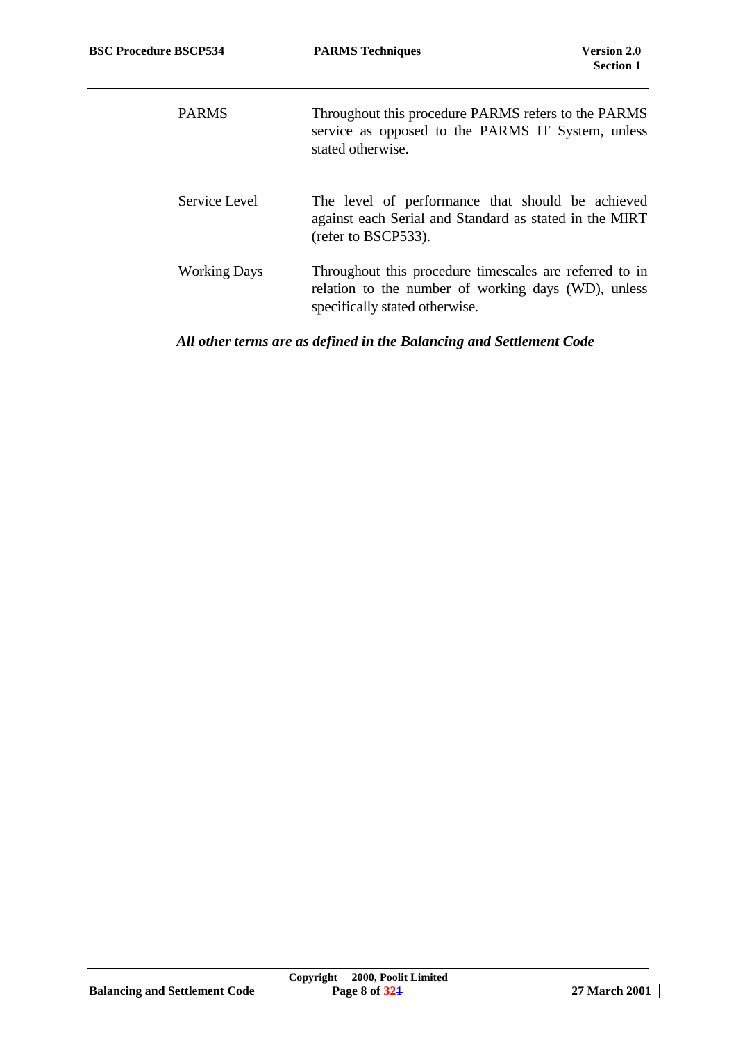| | |
|---|---|
| PARMS | Throughout this procedure PARMS refers to the PARMS service as opposed to the PARMS IT System, unless stated otherwise. |
| Service Level | The level of performance that should be achieved against each Serial and Standard as stated in the MIRT (refer to BSCP533). |
| Working Days | Throughout this procedure timescales are referred to in relation to the number of working days (WD), unless specifically stated otherwise. |

***All other terms are as defined in the Balancing and Settlement Code***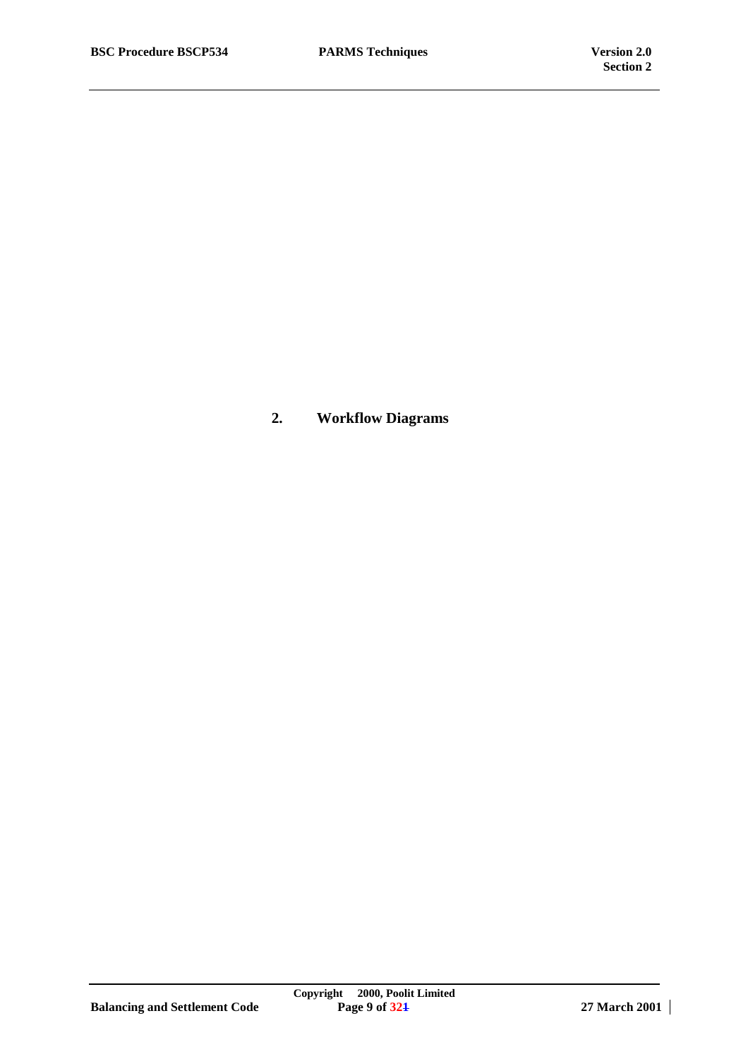## 2. Workflow Diagrams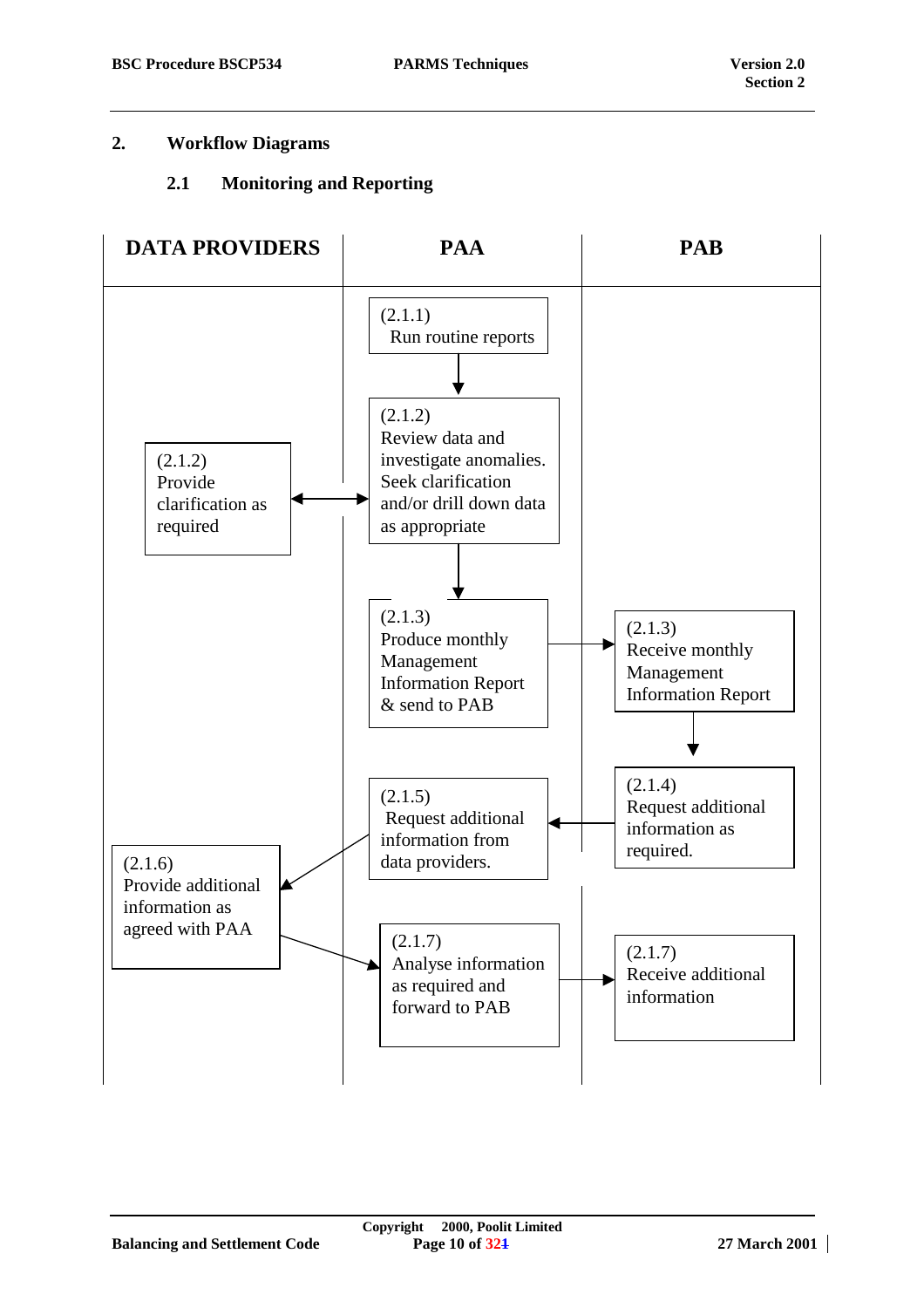## 2. Workflow Diagrams

### 2.1 Monitoring and Reporting

| DATA PROVIDERS | PAA | PAB |
|---|---|---|
| | (2.1.1) Run routine reports | |
| (2.1.2) Provide clarification as required | (2.1.2) Review data and investigate anomalies. Seek clarification and/or drill down data as appropriate | |
| | (2.1.3) Produce monthly Management Information Report & send to PAB | (2.1.3) Receive monthly Management Information Report |
| | (2.1.5) Request additional information from data providers. | (2.1.4) Request additional information as required. |
| (2.1.6) Provide additional information as agreed with PAA | | |
| | (2.1.7) Analyse information as required and forward to PAB | (2.1.7) Receive additional information |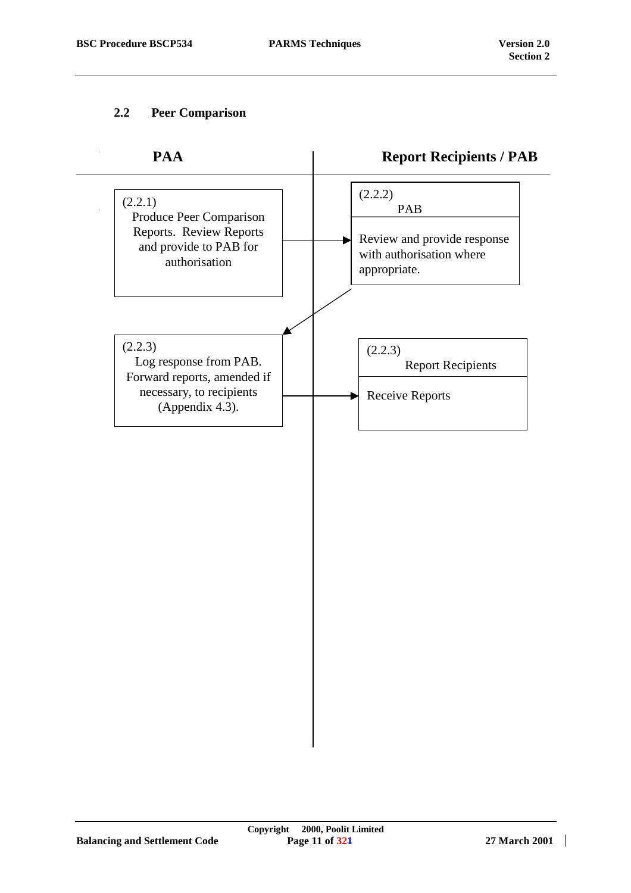### 2.2 Peer Comparison

| PAA | Report Recipients / PAB |
|---|---|
| (2.2.1) Produce Peer Comparison Reports. Review Reports and provide to PAB for authorisation → | (2.2.2) PAB<br>Review and provide response with authorisation where appropriate. |
| ← (2.2.3) Log response from PAB. Forward reports, amended if necessary, to recipients (Appendix 4.3). → | (2.2.3) Report Recipients<br>Receive Reports |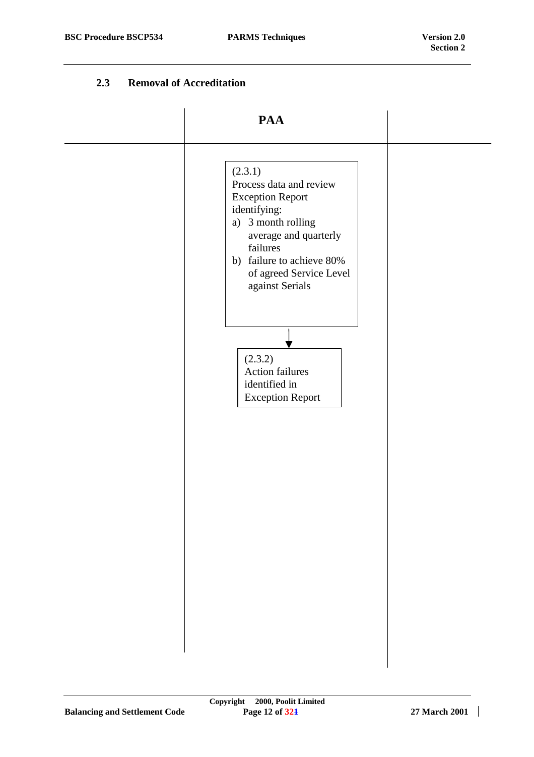### 2.3 Removal of Accreditation

| | PAA | |
|---|---|---|
| | (2.3.1)<br>Process data and review Exception Report identifying:<br>a) 3 month rolling average and quarterly failures<br>b) failure to achieve 80% of agreed Service Level against Serials | |
| | ↓ | |
| | (2.3.2)<br>Action failures identified in Exception Report | |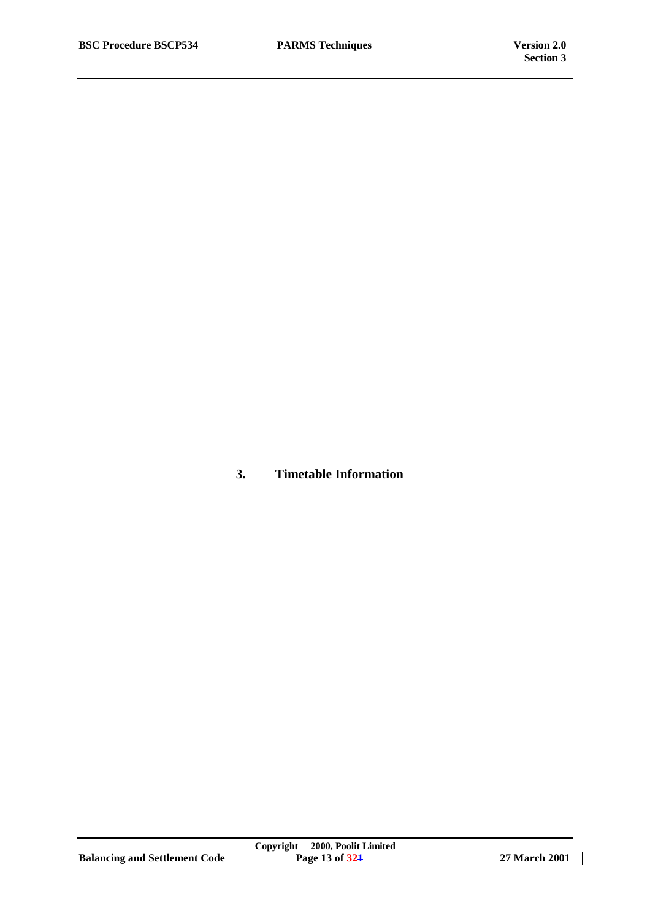# 3. Timetable Information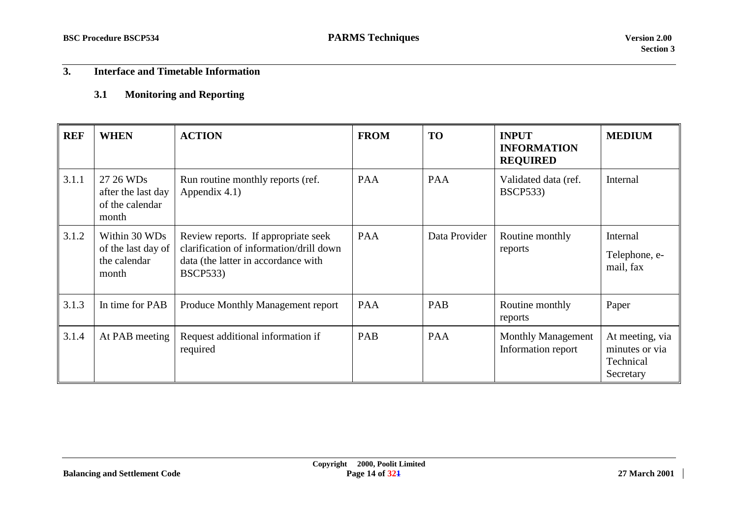## 3. Interface and Timetable Information

### 3.1 Monitoring and Reporting

| REF | WHEN | ACTION | FROM | TO | INPUT INFORMATION REQUIRED | MEDIUM |
|---|---|---|---|---|---|---|
| 3.1.1 | 27 26 WDs after the last day of the calendar month | Run routine monthly reports (ref. Appendix 4.1) | PAA | PAA | Validated data (ref. BSCP533) | Internal |
| 3.1.2 | Within 30 WDs of the last day of the calendar month | Review reports. If appropriate seek clarification of information/drill down data (the latter in accordance with BSCP533) | PAA | Data Provider | Routine monthly reports | Internal<br>Telephone, e-mail, fax |
| 3.1.3 | In time for PAB | Produce Monthly Management report | PAA | PAB | Routine monthly reports | Paper |
| 3.1.4 | At PAB meeting | Request additional information if required | PAB | PAA | Monthly Management Information report | At meeting, via minutes or via Technical Secretary |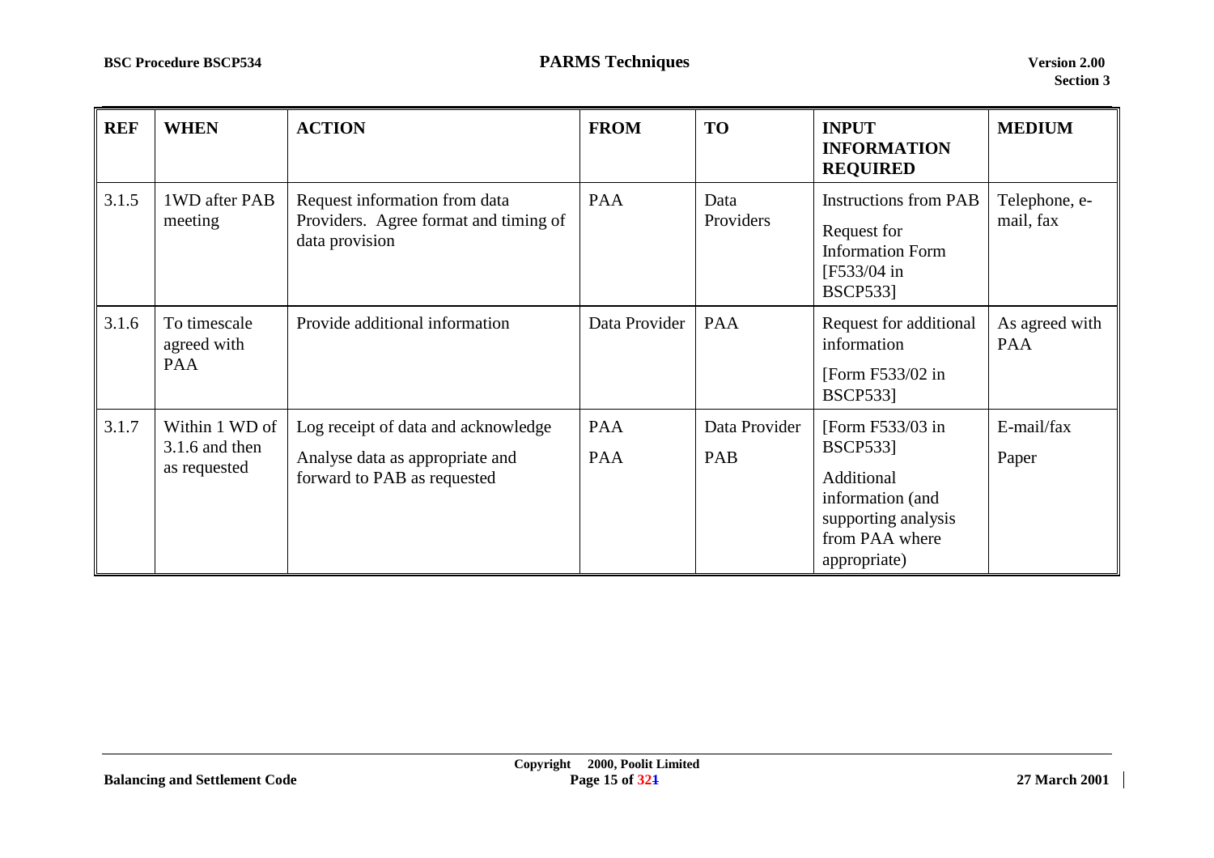| REF | WHEN | ACTION | FROM | TO | INPUT INFORMATION REQUIRED | MEDIUM |
|---|---|---|---|---|---|---|
| 3.1.5 | 1WD after PAB meeting | Request information from data Providers. Agree format and timing of data provision | PAA | Data Providers | Instructions from PAB<br>Request for Information Form [F533/04 in BSCP533] | Telephone, e-mail, fax |
| 3.1.6 | To timescale agreed with PAA | Provide additional information | Data Provider | PAA | Request for additional information<br>[Form F533/02 in BSCP533] | As agreed with PAA |
| 3.1.7 | Within 1 WD of 3.1.6 and then as requested | Log receipt of data and acknowledge<br>Analyse data as appropriate and forward to PAB as requested | PAA<br>PAA | Data Provider<br>PAB | [Form F533/03 in BSCP533]<br>Additional information (and supporting analysis from PAA where appropriate) | E-mail/fax<br>Paper |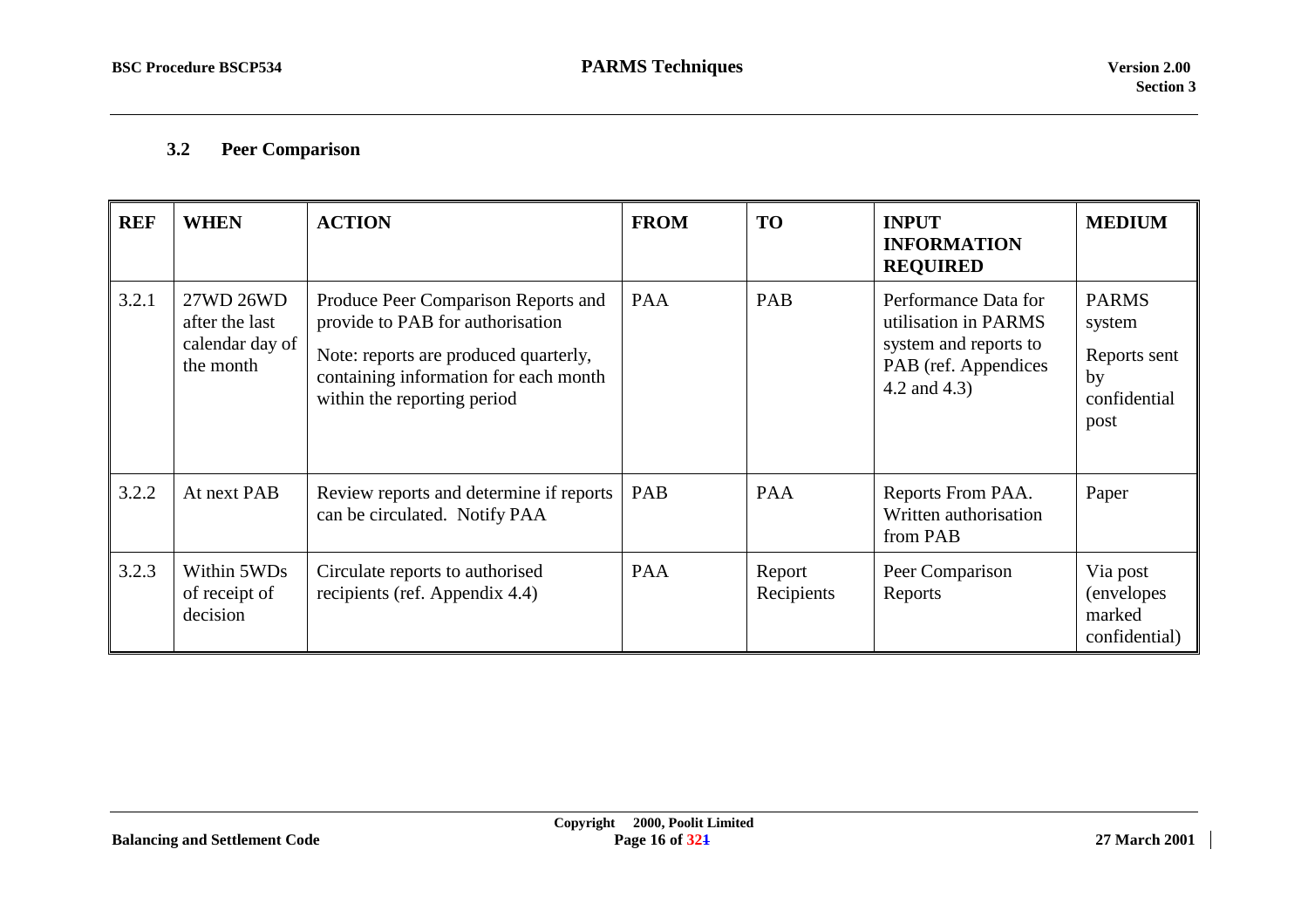### 3.2 Peer Comparison

| REF | WHEN | ACTION | FROM | TO | INPUT INFORMATION REQUIRED | MEDIUM |
|---|---|---|---|---|---|---|
| 3.2.1 | 27WD 26WD after the last calendar day of the month | Produce Peer Comparison Reports and provide to PAB for authorisation<br><br>Note: reports are produced quarterly, containing information for each month within the reporting period | PAA | PAB | Performance Data for utilisation in PARMS system and reports to PAB (ref. Appendices 4.2 and 4.3) | PARMS system<br><br>Reports sent by confidential post |
| 3.2.2 | At next PAB | Review reports and determine if reports can be circulated. Notify PAA | PAB | PAA | Reports From PAA. Written authorisation from PAB | Paper |
| 3.2.3 | Within 5WDs of receipt of decision | Circulate reports to authorised recipients (ref. Appendix 4.4) | PAA | Report Recipients | Peer Comparison Reports | Via post (envelopes marked confidential) |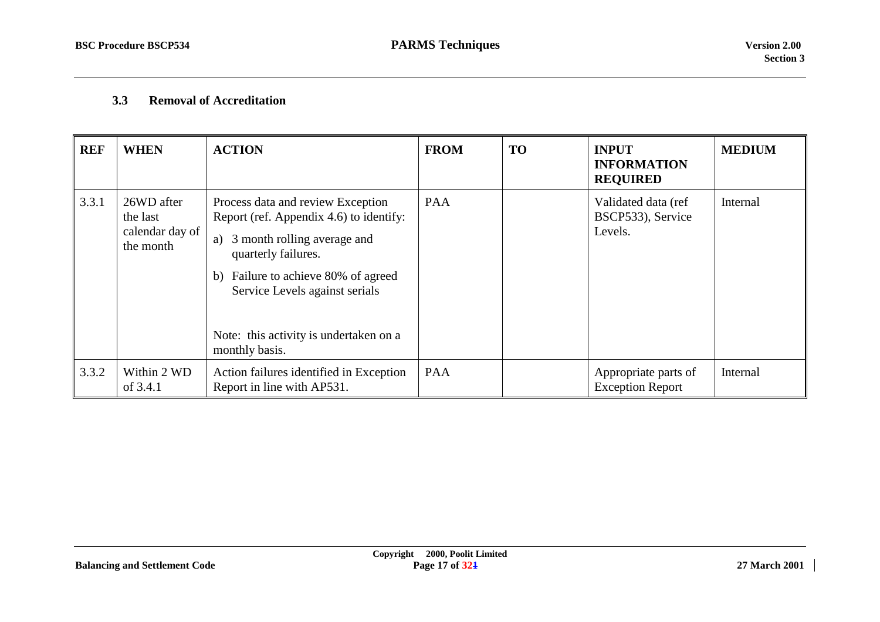### 3.3 Removal of Accreditation

| REF | WHEN | ACTION | FROM | TO | INPUT INFORMATION REQUIRED | MEDIUM |
|---|---|---|---|---|---|---|
| 3.3.1 | 26WD after the last calendar day of the month | Process data and review Exception Report (ref. Appendix 4.6) to identify:<br>a) 3 month rolling average and quarterly failures.<br>b) Failure to achieve 80% of agreed Service Levels against serials<br><br>Note: this activity is undertaken on a monthly basis. | PAA | | Validated data (ref BSCP533), Service Levels. | Internal |
| 3.3.2 | Within 2 WD of 3.4.1 | Action failures identified in Exception Report in line with AP531. | PAA | | Appropriate parts of Exception Report | Internal |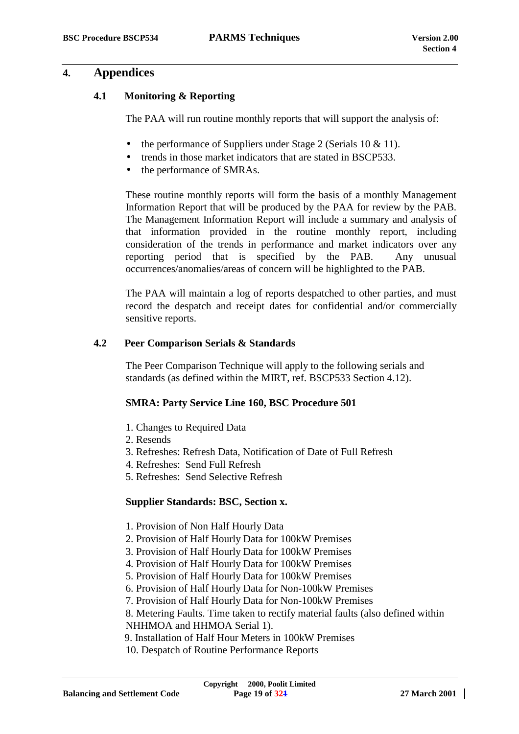# 4. Appendices

## 4.1 Monitoring & Reporting

The PAA will run routine monthly reports that will support the analysis of:

- the performance of Suppliers under Stage 2 (Serials 10 & 11).
- trends in those market indicators that are stated in BSCP533.
- the performance of SMRAs.

These routine monthly reports will form the basis of a monthly Management Information Report that will be produced by the PAA for review by the PAB. The Management Information Report will include a summary and analysis of that information provided in the routine monthly report, including consideration of the trends in performance and market indicators over any reporting period that is specified by the PAB. Any unusual occurrences/anomalies/areas of concern will be highlighted to the PAB.

The PAA will maintain a log of reports despatched to other parties, and must record the despatch and receipt dates for confidential and/or commercially sensitive reports.

## 4.2 Peer Comparison Serials & Standards

The Peer Comparison Technique will apply to the following serials and standards (as defined within the MIRT, ref. BSCP533 Section 4.12).

**SMRA: Party Service Line 160, BSC Procedure 501**

1. Changes to Required Data
2. Resends
3. Refreshes: Refresh Data, Notification of Date of Full Refresh
4. Refreshes: Send Full Refresh
5. Refreshes: Send Selective Refresh

**Supplier Standards: BSC, Section x.**

1. Provision of Non Half Hourly Data
2. Provision of Half Hourly Data for 100kW Premises
3. Provision of Half Hourly Data for 100kW Premises
4. Provision of Half Hourly Data for 100kW Premises
5. Provision of Half Hourly Data for 100kW Premises
6. Provision of Half Hourly Data for Non-100kW Premises
7. Provision of Half Hourly Data for Non-100kW Premises
8. Metering Faults. Time taken to rectify material faults (also defined within NHHMOA and HHMOA Serial 1).
9. Installation of Half Hour Meters in 100kW Premises
10. Despatch of Routine Performance Reports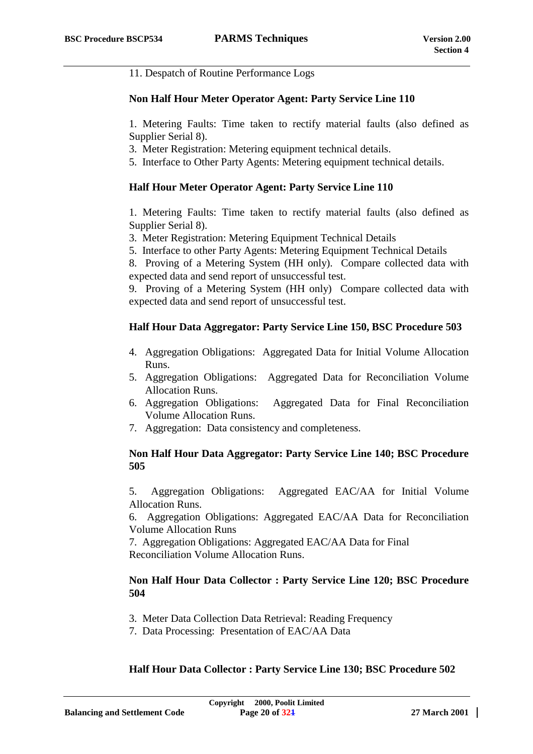11. Despatch of Routine Performance Logs

**Non Half Hour Meter Operator Agent: Party Service Line 110**

1. Metering Faults: Time taken to rectify material faults (also defined as Supplier Serial 8).
3. Meter Registration: Metering equipment technical details.
5. Interface to Other Party Agents: Metering equipment technical details.

**Half Hour Meter Operator Agent: Party Service Line 110**

1. Metering Faults: Time taken to rectify material faults (also defined as Supplier Serial 8).
3. Meter Registration: Metering Equipment Technical Details
5. Interface to other Party Agents: Metering Equipment Technical Details
8. Proving of a Metering System (HH only). Compare collected data with expected data and send report of unsuccessful test.
9. Proving of a Metering System (HH only) Compare collected data with expected data and send report of unsuccessful test.

**Half Hour Data Aggregator: Party Service Line 150, BSC Procedure 503**

4. Aggregation Obligations: Aggregated Data for Initial Volume Allocation Runs.
5. Aggregation Obligations: Aggregated Data for Reconciliation Volume Allocation Runs.
6. Aggregation Obligations: Aggregated Data for Final Reconciliation Volume Allocation Runs.
7. Aggregation: Data consistency and completeness.

**Non Half Hour Data Aggregator: Party Service Line 140; BSC Procedure 505**

5. Aggregation Obligations: Aggregated EAC/AA for Initial Volume Allocation Runs.
6. Aggregation Obligations: Aggregated EAC/AA Data for Reconciliation Volume Allocation Runs
7. Aggregation Obligations: Aggregated EAC/AA Data for Final Reconciliation Volume Allocation Runs.

**Non Half Hour Data Collector : Party Service Line 120; BSC Procedure 504**

3. Meter Data Collection Data Retrieval: Reading Frequency
7. Data Processing: Presentation of EAC/AA Data

**Half Hour Data Collector : Party Service Line 130; BSC Procedure 502**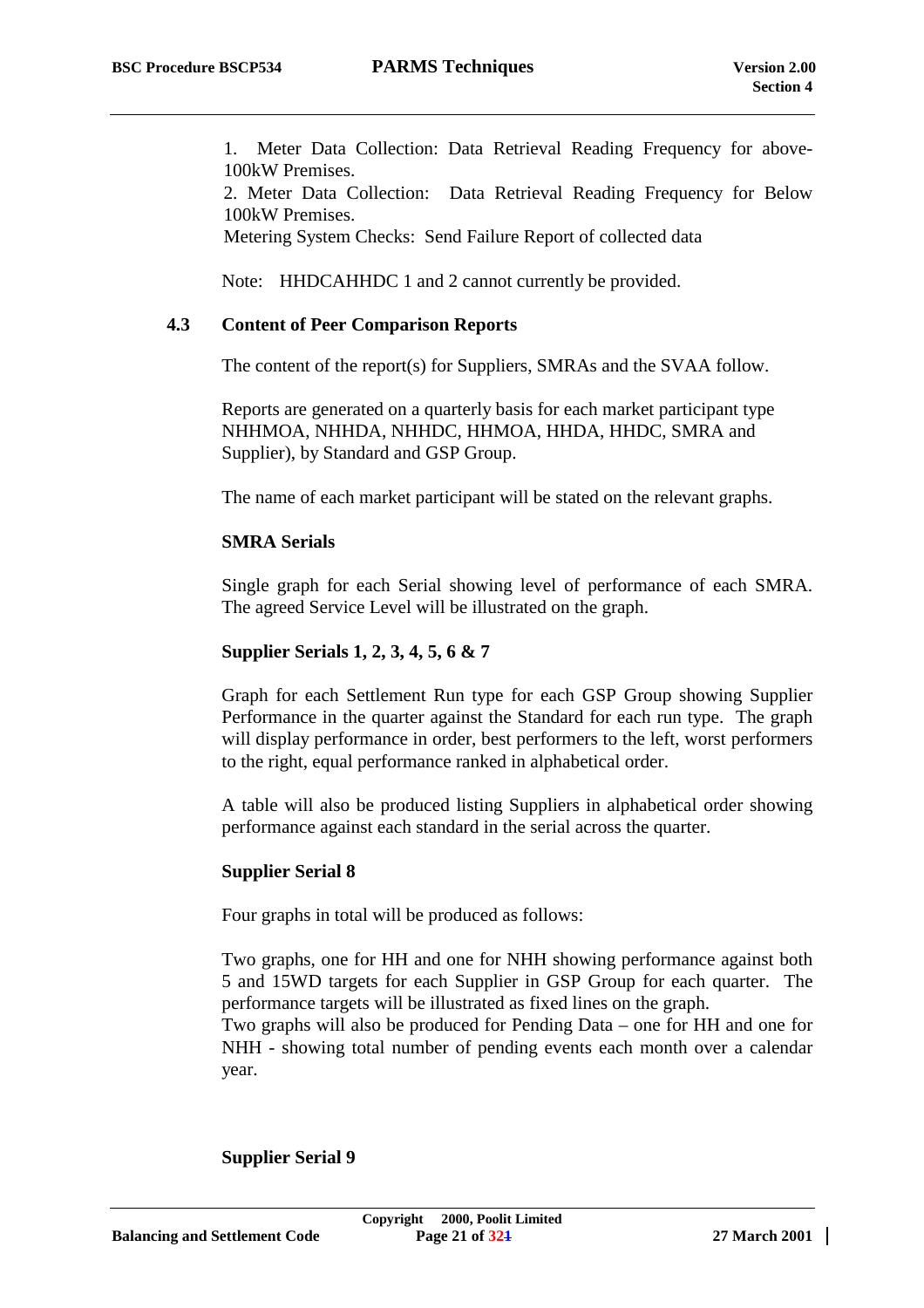1. Meter Data Collection: Data Retrieval Reading Frequency for above-100kW Premises.
2. Meter Data Collection: Data Retrieval Reading Frequency for Below 100kW Premises.

Metering System Checks: Send Failure Report of collected data

Note: HHDCAHHDC 1 and 2 cannot currently be provided.

## 4.3 Content of Peer Comparison Reports

The content of the report(s) for Suppliers, SMRAs and the SVAA follow.

Reports are generated on a quarterly basis for each market participant type NHHMOA, NHHDA, NHHDC, HHMOA, HHDA, HHDC, SMRA and Supplier), by Standard and GSP Group.

The name of each market participant will be stated on the relevant graphs.

**SMRA Serials**

Single graph for each Serial showing level of performance of each SMRA. The agreed Service Level will be illustrated on the graph.

**Supplier Serials 1, 2, 3, 4, 5, 6 & 7**

Graph for each Settlement Run type for each GSP Group showing Supplier Performance in the quarter against the Standard for each run type. The graph will display performance in order, best performers to the left, worst performers to the right, equal performance ranked in alphabetical order.

A table will also be produced listing Suppliers in alphabetical order showing performance against each standard in the serial across the quarter.

**Supplier Serial 8**

Four graphs in total will be produced as follows:

Two graphs, one for HH and one for NHH showing performance against both 5 and 15WD targets for each Supplier in GSP Group for each quarter. The performance targets will be illustrated as fixed lines on the graph.
Two graphs will also be produced for Pending Data – one for HH and one for NHH - showing total number of pending events each month over a calendar year.

**Supplier Serial 9**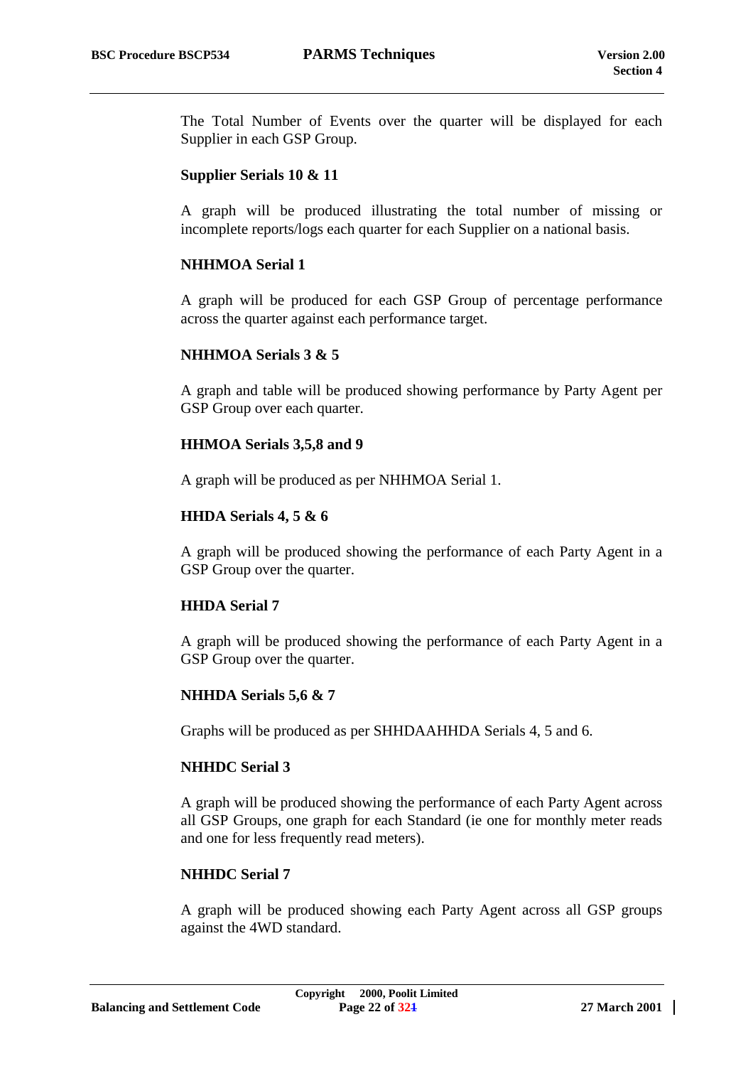The Total Number of Events over the quarter will be displayed for each Supplier in each GSP Group.

**Supplier Serials 10 & 11**

A graph will be produced illustrating the total number of missing or incomplete reports/logs each quarter for each Supplier on a national basis.

**NHHMOA Serial 1**

A graph will be produced for each GSP Group of percentage performance across the quarter against each performance target.

**NHHMOA Serials 3 & 5**

A graph and table will be produced showing performance by Party Agent per GSP Group over each quarter.

**HHMOA Serials 3,5,8 and 9**

A graph will be produced as per NHHMOA Serial 1.

**HHDA Serials 4, 5 & 6**

A graph will be produced showing the performance of each Party Agent in a GSP Group over the quarter.

**HHDA Serial 7**

A graph will be produced showing the performance of each Party Agent in a GSP Group over the quarter.

**NHHDA Serials 5,6 & 7**

Graphs will be produced as per SHHDAAHHDA Serials 4, 5 and 6.

**NHHDC Serial 3**

A graph will be produced showing the performance of each Party Agent across all GSP Groups, one graph for each Standard (ie one for monthly meter reads and one for less frequently read meters).

**NHHDC Serial 7**

A graph will be produced showing each Party Agent across all GSP groups against the 4WD standard.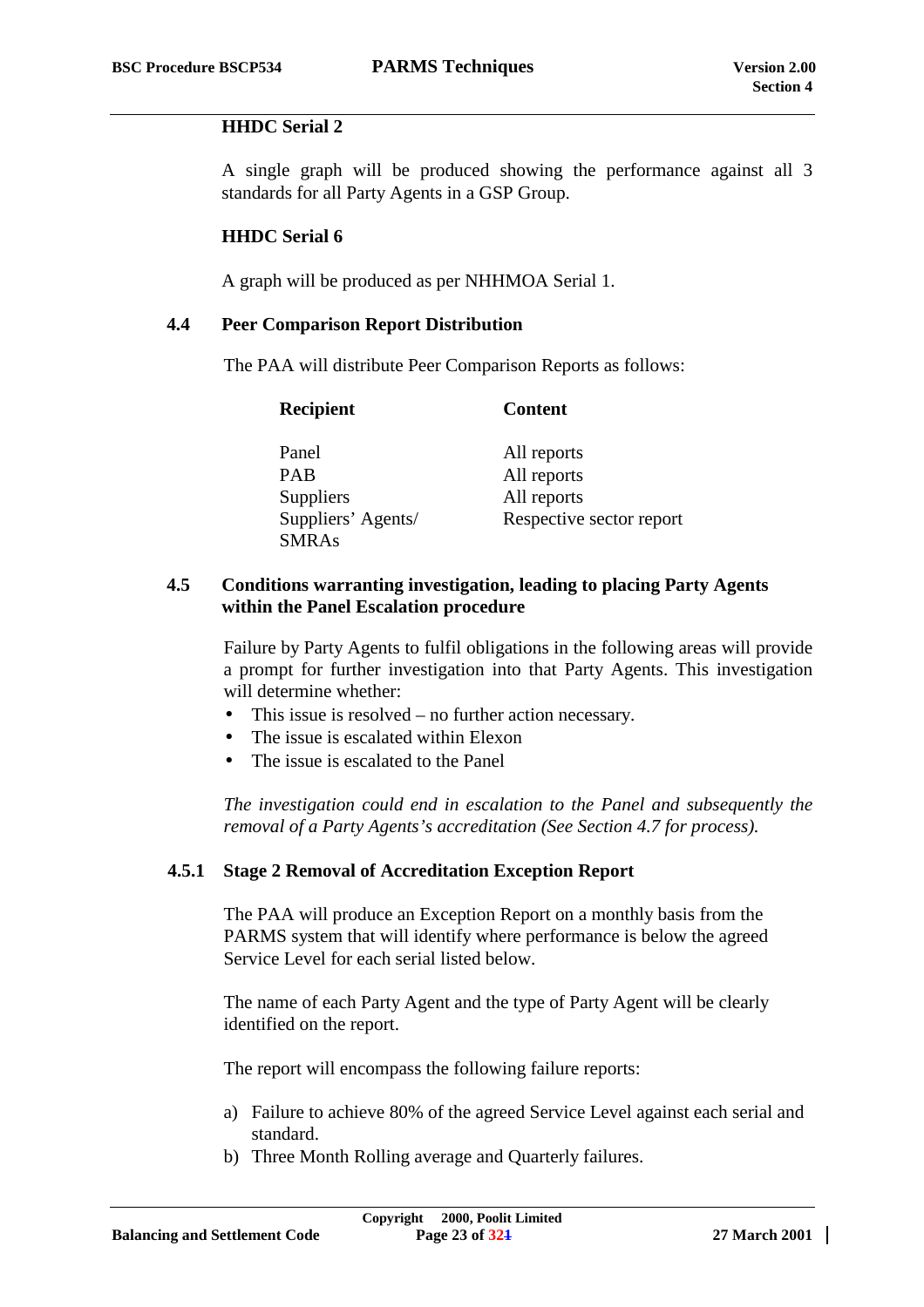**HHDC Serial 2**

A single graph will be produced showing the performance against all 3 standards for all Party Agents in a GSP Group.

**HHDC Serial 6**

A graph will be produced as per NHHMOA Serial 1.

## 4.4 Peer Comparison Report Distribution

The PAA will distribute Peer Comparison Reports as follows:

| Recipient | Content |
| --- | --- |
| Panel | All reports |
| PAB | All reports |
| Suppliers | All reports |
| Suppliers' Agents/ SMRAs | Respective sector report |

## 4.5 Conditions warranting investigation, leading to placing Party Agents within the Panel Escalation procedure

Failure by Party Agents to fulfil obligations in the following areas will provide a prompt for further investigation into that Party Agents. This investigation will determine whether:

- This issue is resolved – no further action necessary.
- The issue is escalated within Elexon
- The issue is escalated to the Panel

*The investigation could end in escalation to the Panel and subsequently the removal of a Party Agents's accreditation (See Section 4.7 for process).*

### 4.5.1 Stage 2 Removal of Accreditation Exception Report

The PAA will produce an Exception Report on a monthly basis from the PARMS system that will identify where performance is below the agreed Service Level for each serial listed below.

The name of each Party Agent and the type of Party Agent will be clearly identified on the report.

The report will encompass the following failure reports:

a) Failure to achieve 80% of the agreed Service Level against each serial and standard.
b) Three Month Rolling average and Quarterly failures.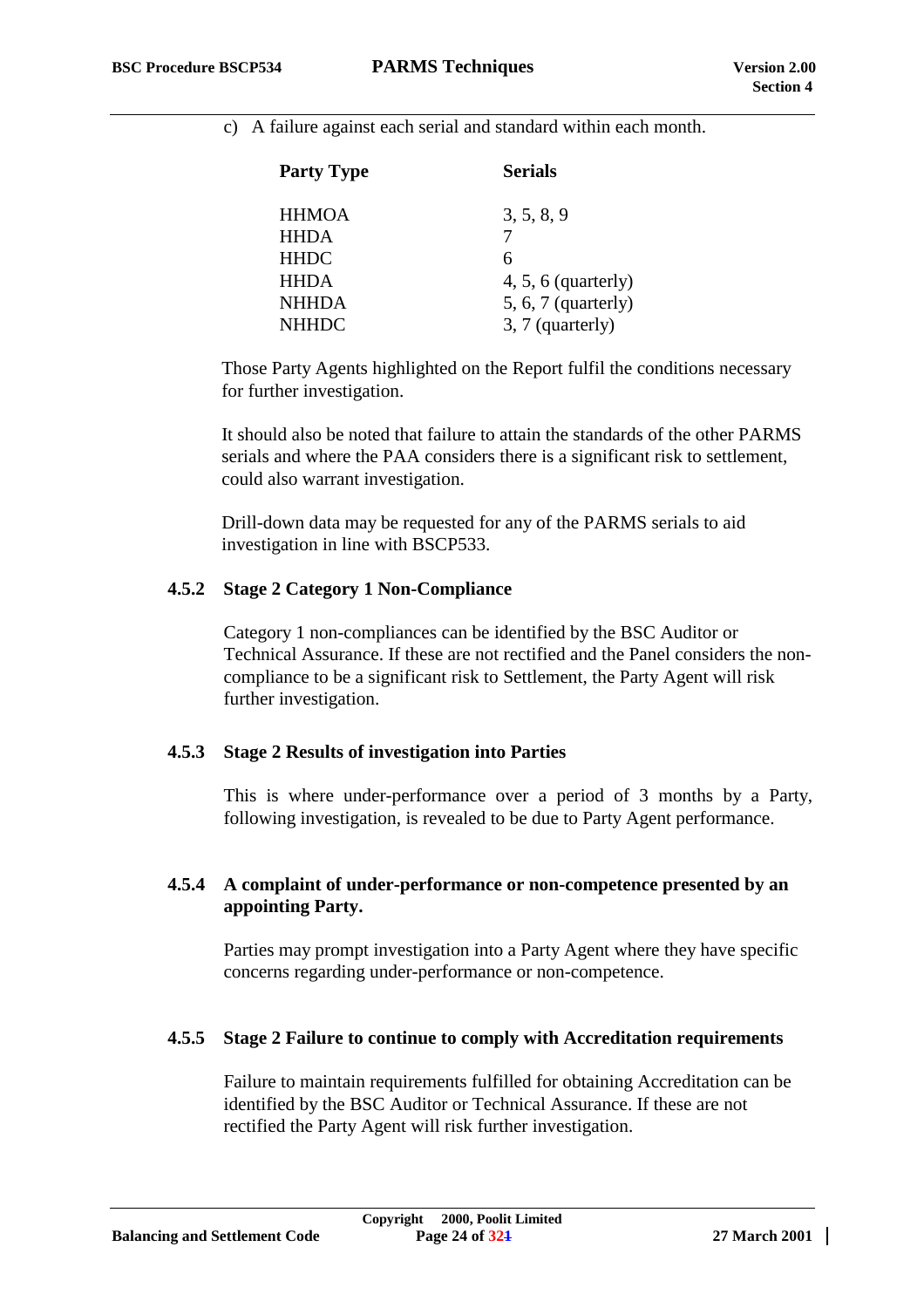c) A failure against each serial and standard within each month.

| Party Type | Serials |
|---|---|
| HHMOA | 3, 5, 8, 9 |
| HHDA | 7 |
| HHDC | 6 |
| HHDA | 4, 5, 6 (quarterly) |
| NHHDA | 5, 6, 7 (quarterly) |
| NHHDC | 3, 7 (quarterly) |

Those Party Agents highlighted on the Report fulfil the conditions necessary for further investigation.

It should also be noted that failure to attain the standards of the other PARMS serials and where the PAA considers there is a significant risk to settlement, could also warrant investigation.

Drill-down data may be requested for any of the PARMS serials to aid investigation in line with BSCP533.

### 4.5.2 Stage 2 Category 1 Non-Compliance

Category 1 non-compliances can be identified by the BSC Auditor or Technical Assurance. If these are not rectified and the Panel considers the non-compliance to be a significant risk to Settlement, the Party Agent will risk further investigation.

### 4.5.3 Stage 2 Results of investigation into Parties

This is where under-performance over a period of 3 months by a Party, following investigation, is revealed to be due to Party Agent performance.

### 4.5.4 A complaint of under-performance or non-competence presented by an appointing Party.

Parties may prompt investigation into a Party Agent where they have specific concerns regarding under-performance or non-competence.

### 4.5.5 Stage 2 Failure to continue to comply with Accreditation requirements

Failure to maintain requirements fulfilled for obtaining Accreditation can be identified by the BSC Auditor or Technical Assurance. If these are not rectified the Party Agent will risk further investigation.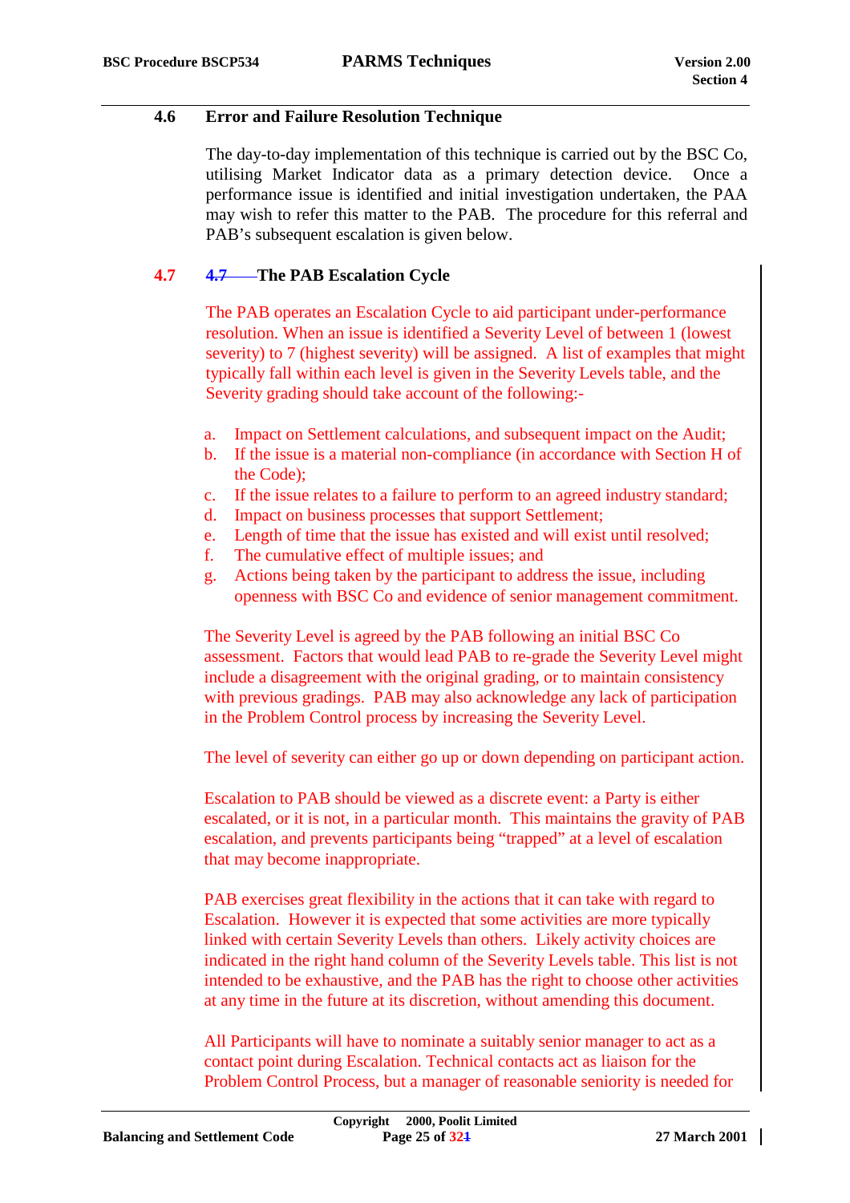## 4.6 Error and Failure Resolution Technique

The day-to-day implementation of this technique is carried out by the BSC Co, utilising Market Indicator data as a primary detection device. Once a performance issue is identified and initial investigation undertaken, the PAA may wish to refer this matter to the PAB. The procedure for this referral and PAB's subsequent escalation is given below.

## 4.7 The PAB Escalation Cycle

The PAB operates an Escalation Cycle to aid participant under-performance resolution. When an issue is identified a Severity Level of between 1 (lowest severity) to 7 (highest severity) will be assigned. A list of examples that might typically fall within each level is given in the Severity Levels table, and the Severity grading should take account of the following:-

a. Impact on Settlement calculations, and subsequent impact on the Audit;
b. If the issue is a material non-compliance (in accordance with Section H of the Code);
c. If the issue relates to a failure to perform to an agreed industry standard;
d. Impact on business processes that support Settlement;
e. Length of time that the issue has existed and will exist until resolved;
f. The cumulative effect of multiple issues; and
g. Actions being taken by the participant to address the issue, including openness with BSC Co and evidence of senior management commitment.

The Severity Level is agreed by the PAB following an initial BSC Co assessment. Factors that would lead PAB to re-grade the Severity Level might include a disagreement with the original grading, or to maintain consistency with previous gradings. PAB may also acknowledge any lack of participation in the Problem Control process by increasing the Severity Level.

The level of severity can either go up or down depending on participant action.

Escalation to PAB should be viewed as a discrete event: a Party is either escalated, or it is not, in a particular month. This maintains the gravity of PAB escalation, and prevents participants being “trapped” at a level of escalation that may become inappropriate.

PAB exercises great flexibility in the actions that it can take with regard to Escalation. However it is expected that some activities are more typically linked with certain Severity Levels than others. Likely activity choices are indicated in the right hand column of the Severity Levels table. This list is not intended to be exhaustive, and the PAB has the right to choose other activities at any time in the future at its discretion, without amending this document.

All Participants will have to nominate a suitably senior manager to act as a contact point during Escalation. Technical contacts act as liaison for the Problem Control Process, but a manager of reasonable seniority is needed for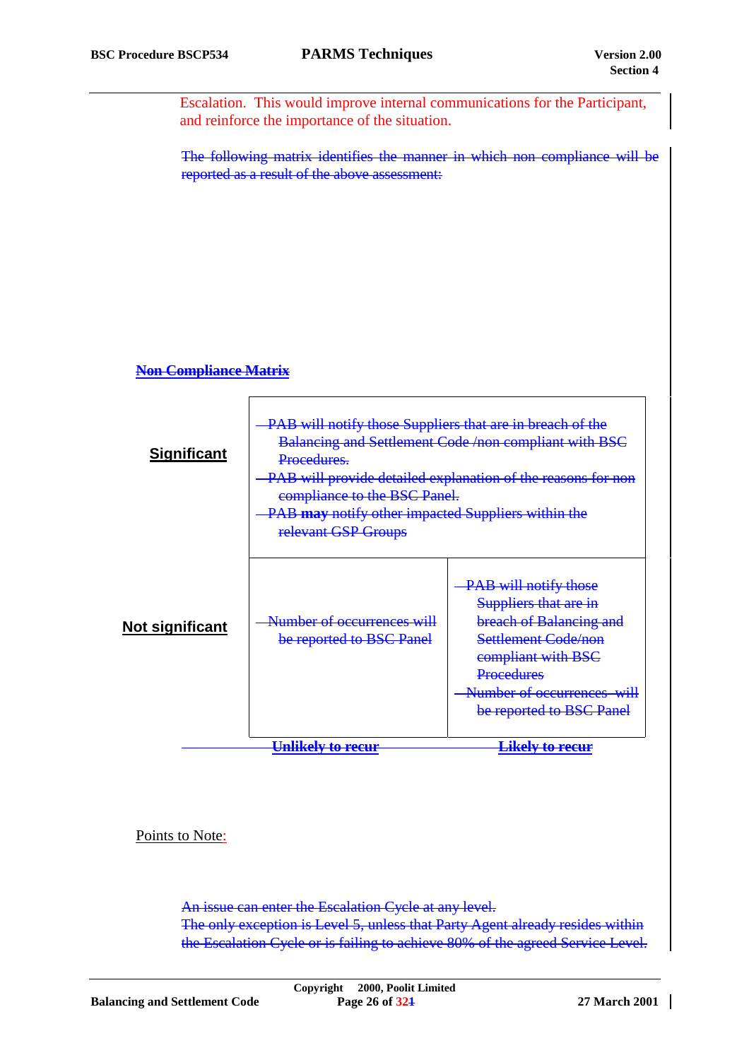Escalation. This would improve internal communications for the Participant, and reinforce the importance of the situation.

~~The following matrix identifies the manner in which non compliance will be reported as a result of the above assessment:~~

**~~Non Compliance Matrix~~**

| | ~~Unlikely to recur~~ | ~~Likely to recur~~ |
|---|---|---|
| **Significant** | ~~- PAB will notify those Suppliers that are in breach of the Balancing and Settlement Code /non compliant with BSC Procedures.~~ ~~- PAB will provide detailed explanation of the reasons for non compliance to the BSC Panel.~~ ~~- PAB **may** notify other impacted Suppliers within the relevant GSP Groups~~ | |
| **Not significant** | ~~- Number of occurrences will be reported to BSC Panel~~ | ~~- PAB will notify those Suppliers that are in breach of Balancing and Settlement Code/non compliant with BSC Procedures~~ ~~- Number of occurrences will be reported to BSC Panel~~ |

Points to Note:

~~An issue can enter the Escalation Cycle at any level.~~
~~The only exception is Level 5, unless that Party Agent already resides within the Escalation Cycle or is failing to achieve 80% of the agreed Service Level.~~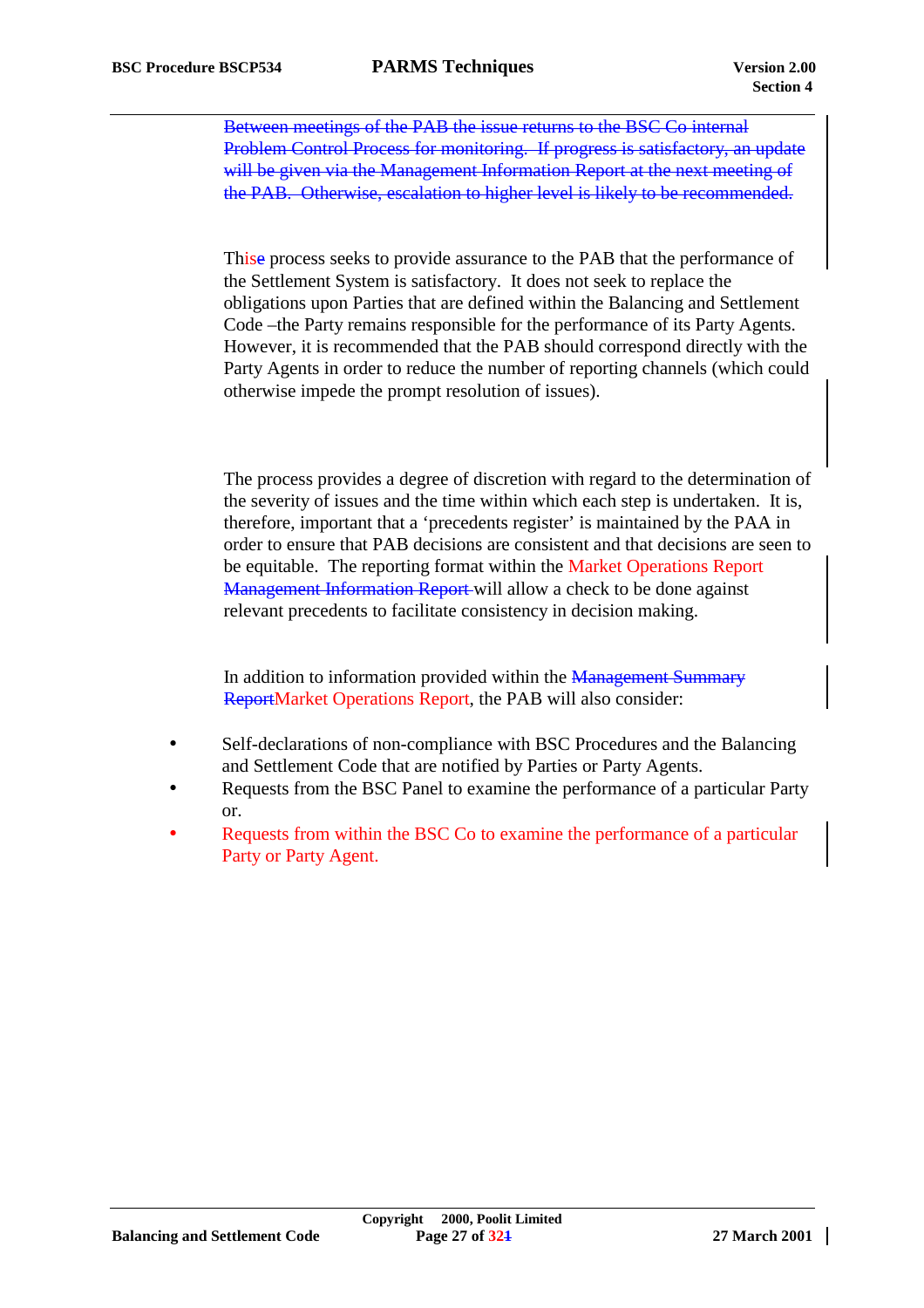~~Between meetings of the PAB the issue returns to the BSC Co internal Problem Control Process for monitoring. If progress is satisfactory, an update will be given via the Management Information Report at the next meeting of the PAB. Otherwise, escalation to higher level is likely to be recommended.~~

Thise process seeks to provide assurance to the PAB that the performance of the Settlement System is satisfactory. It does not seek to replace the obligations upon Parties that are defined within the Balancing and Settlement Code –the Party remains responsible for the performance of its Party Agents. However, it is recommended that the PAB should correspond directly with the Party Agents in order to reduce the number of reporting channels (which could otherwise impede the prompt resolution of issues).

The process provides a degree of discretion with regard to the determination of the severity of issues and the time within which each step is undertaken. It is, therefore, important that a 'precedents register' is maintained by the PAA in order to ensure that PAB decisions are consistent and that decisions are seen to be equitable. The reporting format within the Market Operations Report ~~Management Information Report~~ will allow a check to be done against relevant precedents to facilitate consistency in decision making.

In addition to information provided within the ~~Management Summary Report~~Market Operations Report, the PAB will also consider:

- Self-declarations of non-compliance with BSC Procedures and the Balancing and Settlement Code that are notified by Parties or Party Agents.
- Requests from the BSC Panel to examine the performance of a particular Party or.
- Requests from within the BSC Co to examine the performance of a particular Party or Party Agent.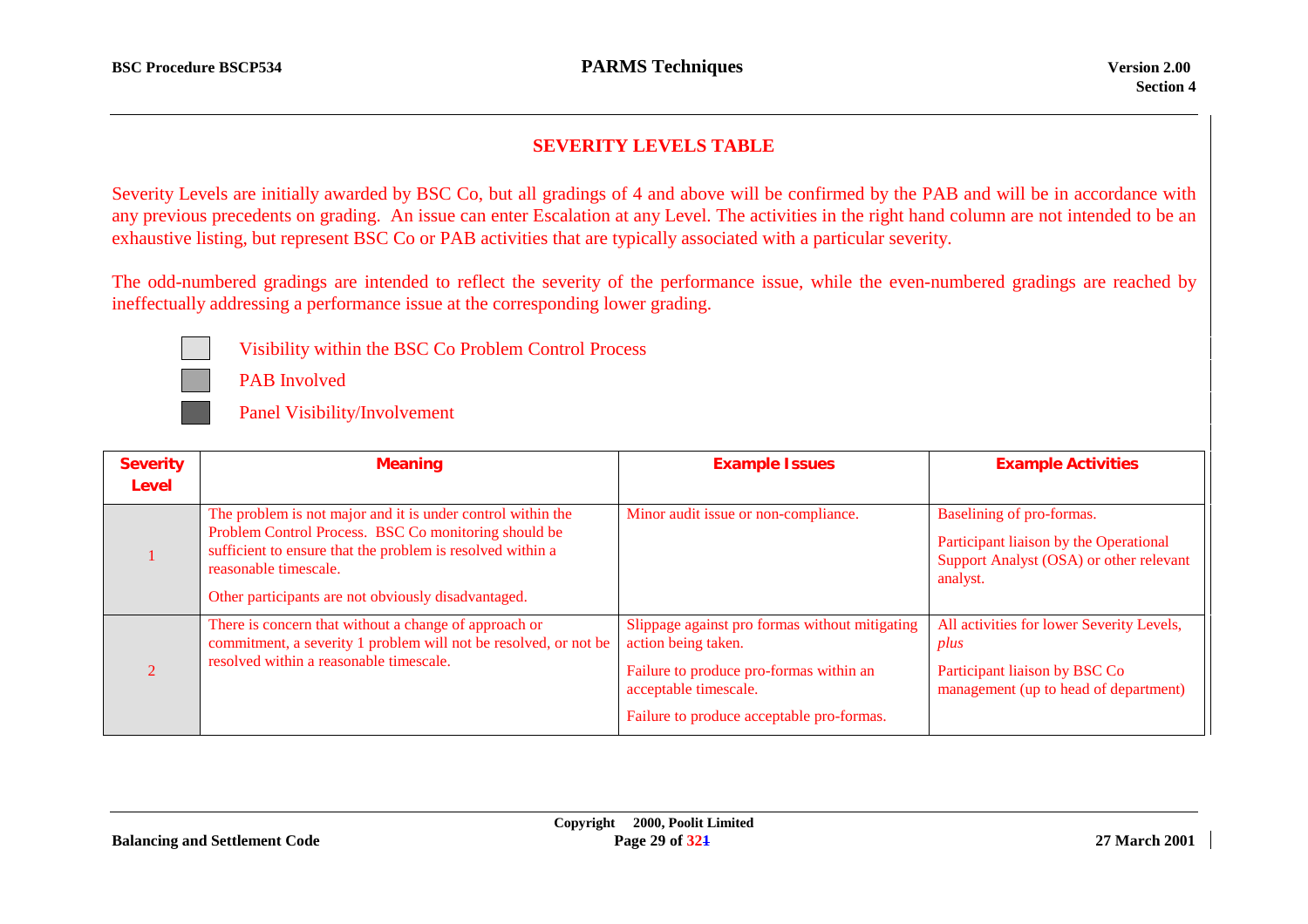## SEVERITY LEVELS TABLE

Severity Levels are initially awarded by BSC Co, but all gradings of 4 and above will be confirmed by the PAB and will be in accordance with any previous precedents on grading. An issue can enter Escalation at any Level. The activities in the right hand column are not intended to be an exhaustive listing, but represent BSC Co or PAB activities that are typically associated with a particular severity.

The odd-numbered gradings are intended to reflect the severity of the performance issue, while the even-numbered gradings are reached by ineffectually addressing a performance issue at the corresponding lower grading.

- Visibility within the BSC Co Problem Control Process
- PAB Involved
- Panel Visibility/Involvement

| Severity Level | Meaning | Example Issues | Example Activities |
|---|---|---|---|
| 1 | The problem is not major and it is under control within the Problem Control Process. BSC Co monitoring should be sufficient to ensure that the problem is resolved within a reasonable timescale.<br><br>Other participants are not obviously disadvantaged. | Minor audit issue or non-compliance. | Baselining of pro-formas.<br><br>Participant liaison by the Operational Support Analyst (OSA) or other relevant analyst. |
| 2 | There is concern that without a change of approach or commitment, a severity 1 problem will not be resolved, or not be resolved within a reasonable timescale. | Slippage against pro formas without mitigating action being taken.<br><br>Failure to produce pro-formas within an acceptable timescale.<br><br>Failure to produce acceptable pro-formas. | All activities for lower Severity Levels, *plus*<br><br>Participant liaison by BSC Co management (up to head of department) |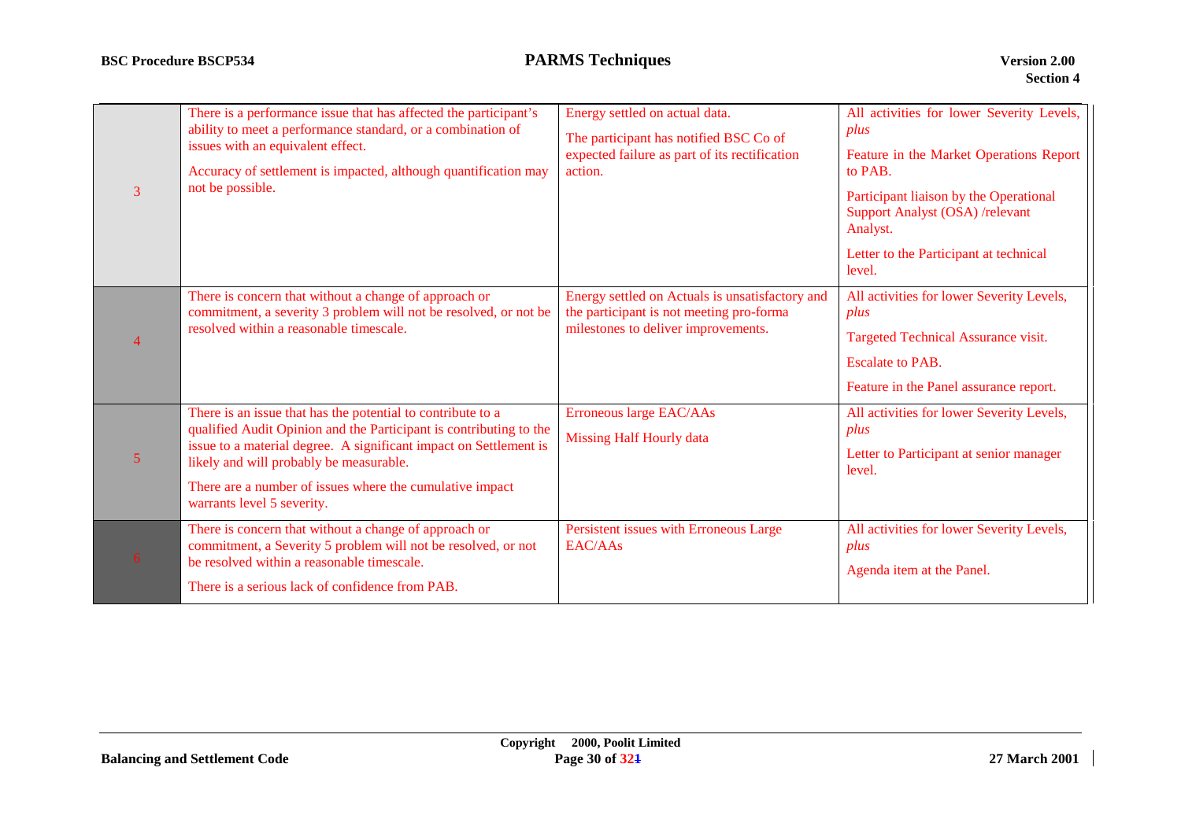| | | | |
|---|---|---|---|
| 3 | There is a performance issue that has affected the participant's ability to meet a performance standard, or a combination of issues with an equivalent effect.<br><br>Accuracy of settlement is impacted, although quantification may not be possible. | Energy settled on actual data.<br><br>The participant has notified BSC Co of expected failure as part of its rectification action. | All activities for lower Severity Levels, *plus*<br><br>Feature in the Market Operations Report to PAB.<br><br>Participant liaison by the Operational Support Analyst (OSA) /relevant Analyst.<br><br>Letter to the Participant at technical level. |
| 4 | There is concern that without a change of approach or commitment, a severity 3 problem will not be resolved, or not be resolved within a reasonable timescale. | Energy settled on Actuals is unsatisfactory and the participant is not meeting pro-forma milestones to deliver improvements. | All activities for lower Severity Levels, *plus*<br><br>Targeted Technical Assurance visit.<br><br>Escalate to PAB.<br><br>Feature in the Panel assurance report. |
| 5 | There is an issue that has the potential to contribute to a qualified Audit Opinion and the Participant is contributing to the issue to a material degree. A significant impact on Settlement is likely and will probably be measurable.<br><br>There are a number of issues where the cumulative impact warrants level 5 severity. | Erroneous large EAC/AAs<br><br>Missing Half Hourly data | All activities for lower Severity Levels, *plus*<br><br>Letter to Participant at senior manager level. |
| 6 | There is concern that without a change of approach or commitment, a Severity 5 problem will not be resolved, or not be resolved within a reasonable timescale.<br><br>There is a serious lack of confidence from PAB. | Persistent issues with Erroneous Large EAC/AAs | All activities for lower Severity Levels, *plus*<br><br>Agenda item at the Panel. |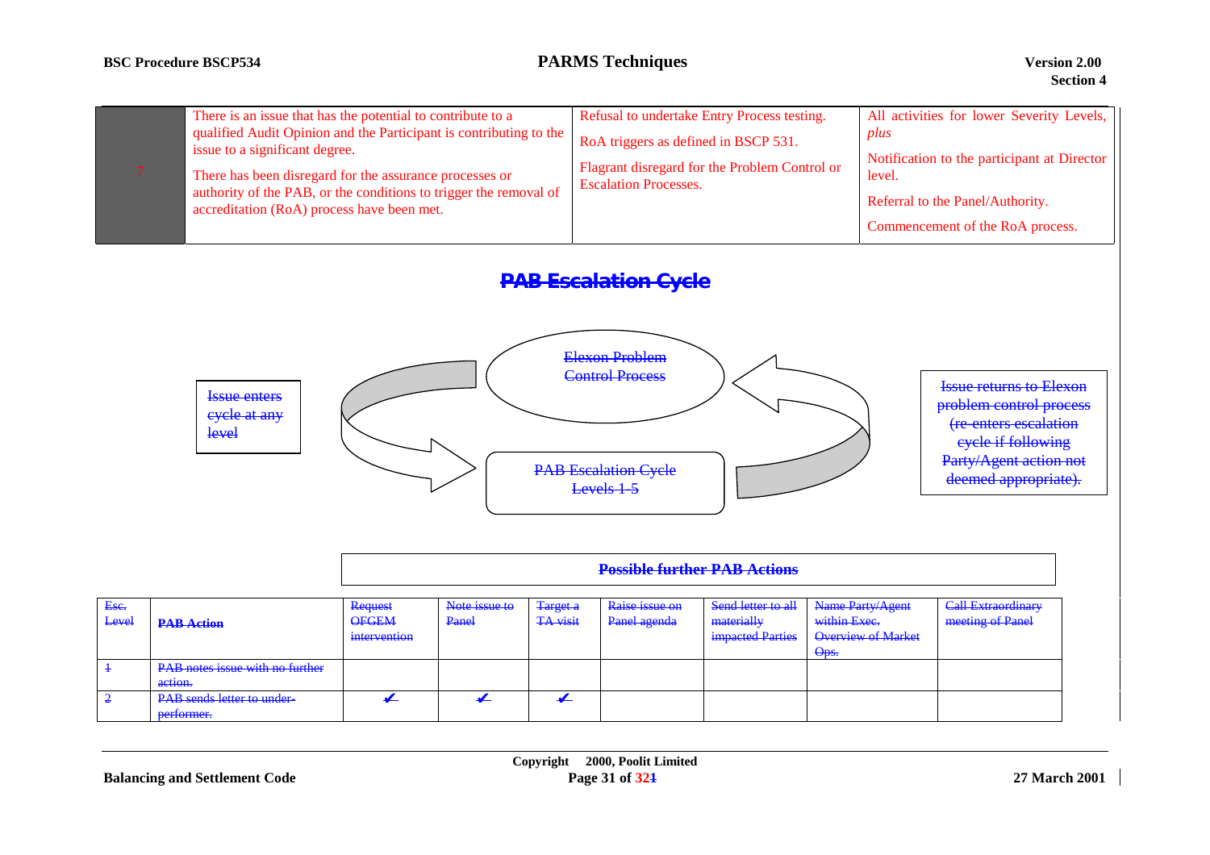| 7 | There is an issue that has the potential to contribute to a qualified Audit Opinion and the Participant is contributing to the issue to a significant degree.<br><br>There has been disregard for the assurance processes or authority of the PAB, or the conditions to trigger the removal of accreditation (RoA) process have been met. | Refusal to undertake Entry Process testing.<br><br>RoA triggers as defined in BSCP 531.<br><br>Flagrant disregard for the Problem Control or Escalation Processes. | All activities for lower Severity Levels, *plus*<br><br>Notification to the participant at Director level.<br><br>Referral to the Panel/Authority.<br><br>Commencement of the RoA process. |
|---|---|---|---|

~~**PAB Escalation Cycle**~~

~~Issue enters cycle at any level~~

~~Elexon Problem Control Process~~

~~PAB Escalation Cycle Levels 1-5~~

~~Issue returns to Elexon problem control process (re-enters escalation cycle if following Party/Agent action not deemed appropriate).~~

| ~~Esc. Level~~ | ~~**PAB Action**~~ | ~~**Possible further PAB Actions**~~ | | | | | | |
|---|---|---|---|---|---|---|---|---|
| | | ~~Request OFGEM intervention~~ | ~~Note issue to Panel~~ | ~~Target a TA visit~~ | ~~Raise issue on Panel agenda~~ | ~~Send letter to all materially impacted Parties~~ | ~~Name Party/Agent within Exec. Overview of Market Ops.~~ | ~~Call Extraordinary meeting of Panel~~ |
| ~~1~~ | ~~PAB notes issue with no further action.~~ | | | | | | | |
| ~~2~~ | ~~PAB sends letter to under-performer.~~ | ~~✔~~ | ~~✔~~ | ~~✔~~ | | | | |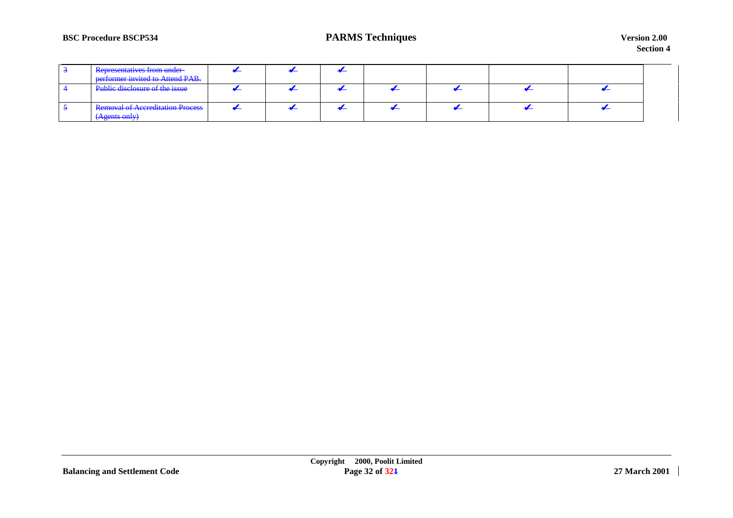| | | | | | | | | |
|---|---|---|---|---|---|---|---|---|
| 3 | Representatives from under-performer invited to Attend PAB. | ✔ | ✔ | ✔ | | | | |
| 4 | Public disclosure of the issue | ✔ | ✔ | ✔ | ✔ | ✔ | ✔ | ✔ |
| 5 | Removal of Accreditation Process (Agents only) | ✔ | ✔ | ✔ | ✔ | ✔ | ✔ | ✔ |